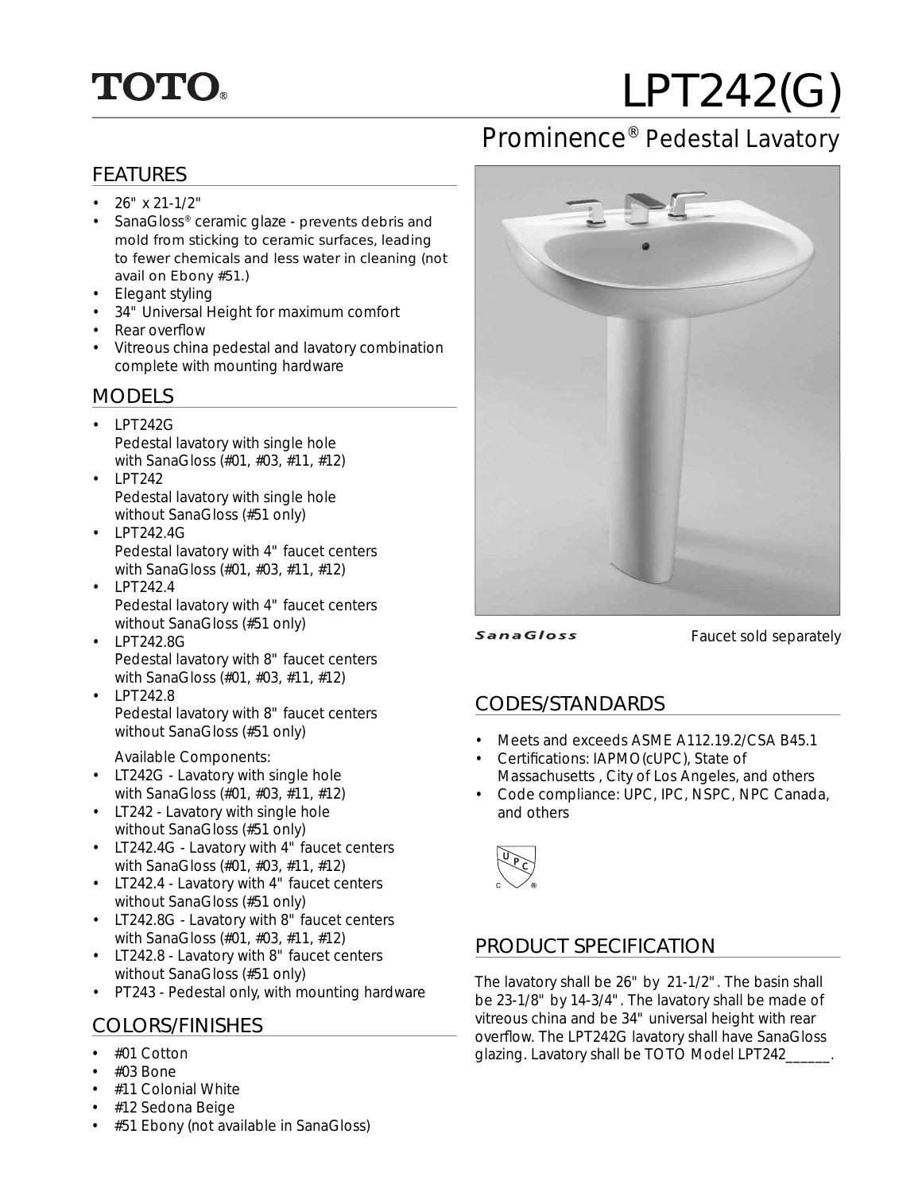TOTO®

# LPT242(G)

## Prominence® Pedestal Lavatory

### FEATURES

- 26" x 21-1/2"
- SanaGloss® ceramic glaze - prevents debris and mold from sticking to ceramic surfaces, leading to fewer chemicals and less water in cleaning (not avail on Ebony #51.)
- Elegant styling
- 34" Universal Height for maximum comfort
- Rear overflow
- Vitreous china pedestal and lavatory combination complete with mounting hardware

### MODELS

- LPT242G
  Pedestal lavatory with single hole with SanaGloss (#01, #03, #11, #12)
- LPT242
  Pedestal lavatory with single hole without SanaGloss (#51 only)
- LPT242.4G
  Pedestal lavatory with 4" faucet centers with SanaGloss (#01, #03, #11, #12)
- LPT242.4
  Pedestal lavatory with 4" faucet centers without SanaGloss (#51 only)
- LPT242.8G
  Pedestal lavatory with 8" faucet centers with SanaGloss (#01, #03, #11, #12)
- LPT242.8
  Pedestal lavatory with 8" faucet centers without SanaGloss (#51 only)

Available Components:

- LT242G - Lavatory with single hole with SanaGloss (#01, #03, #11, #12)
- LT242 - Lavatory with single hole without SanaGloss (#51 only)
- LT242.4G - Lavatory with 4" faucet centers with SanaGloss (#01, #03, #11, #12)
- LT242.4 - Lavatory with 4" faucet centers without SanaGloss (#51 only)
- LT242.8G - Lavatory with 8" faucet centers with SanaGloss (#01, #03, #11, #12)
- LT242.8 - Lavatory with 8" faucet centers without SanaGloss (#51 only)
- PT243 - Pedestal only, with mounting hardware

### COLORS/FINISHES

- #01 Cotton
- #03 Bone
- #11 Colonial White
- #12 Sedona Beige
- #51 Ebony (not available in SanaGloss)

SanaGloss

Faucet sold separately

### CODES/STANDARDS

- Meets and exceeds ASME A112.19.2/CSA B45.1
- Certifications: IAPMO(cUPC), State of Massachusetts , City of Los Angeles, and others
- Code compliance: UPC, IPC, NSPC, NPC Canada, and others

### PRODUCT SPECIFICATION

The lavatory shall be 26" by 21-1/2". The basin shall be 23-1/8" by 14-3/4". The lavatory shall be made of vitreous china and be 34" universal height with rear overflow. The LPT242G lavatory shall have SanaGloss glazing. Lavatory shall be TOTO Model LPT242______.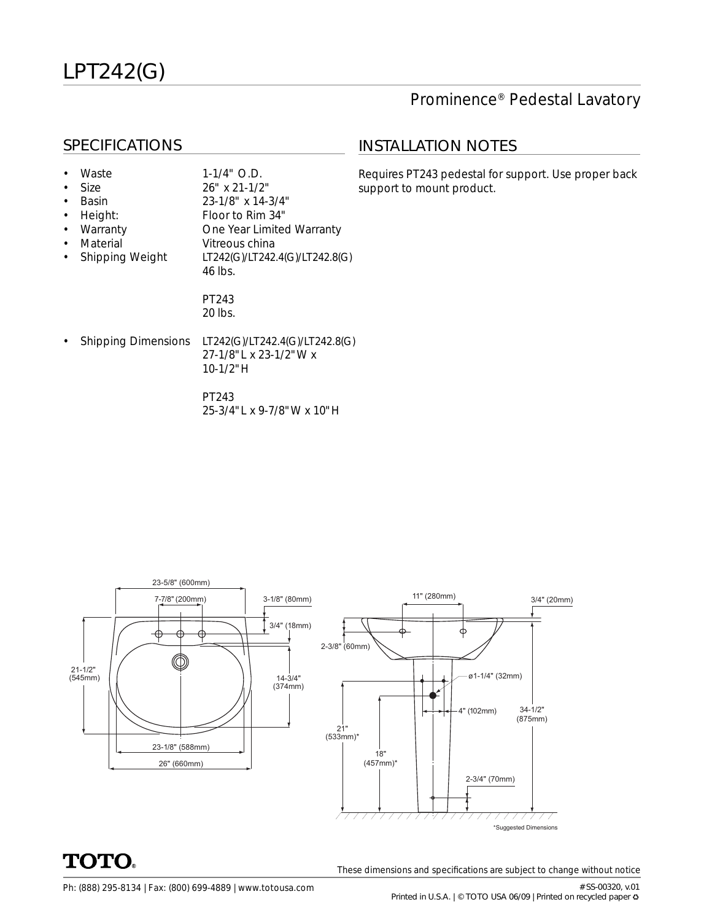# LPT242(G)

## Prominence® Pedestal Lavatory

## SPECIFICATIONS

- Waste: 1-1/4" O.D.
- Size: 26" x 21-1/2"
- Basin: 23-1/8" x 14-3/4"
- Height: Floor to Rim 34"
- Warranty: One Year Limited Warranty
- Material: Vitreous china
- Shipping Weight: LT242(G)/LT242.4(G)/LT242.8(G) 46 lbs.

  PT243 20 lbs.
- Shipping Dimensions: LT242(G)/LT242.4(G)/LT242.8(G) 27-1/8" L x 23-1/2" W x 10-1/2" H

  PT243 25-3/4" L x 9-7/8" W x 10" H

## INSTALLATION NOTES

Requires PT243 pedestal for support. Use proper back support to mount product.

23-5/8" (600mm)
7-7/8" (200mm)
3-1/8" (80mm)
3/4" (18mm)
21-1/2" (545mm)
14-3/4" (374mm)
23-1/8" (588mm)
26" (660mm)

11" (280mm)
3/4" (20mm)
2-3/8" (60mm)
ø1-1/4" (32mm)
4" (102mm)
34-1/2" (875mm)
21" (533mm)*
18" (457mm)*
2-3/4" (70mm)

*Suggested Dimensions

These dimensions and specifications are subject to change without notice

Ph: (888) 295-8134 | Fax: (800) 699-4889 | www.totousa.com

# SS-00320, v.01
Printed in U.S.A. | © TOTO USA 06/09 | Printed on recycled paper